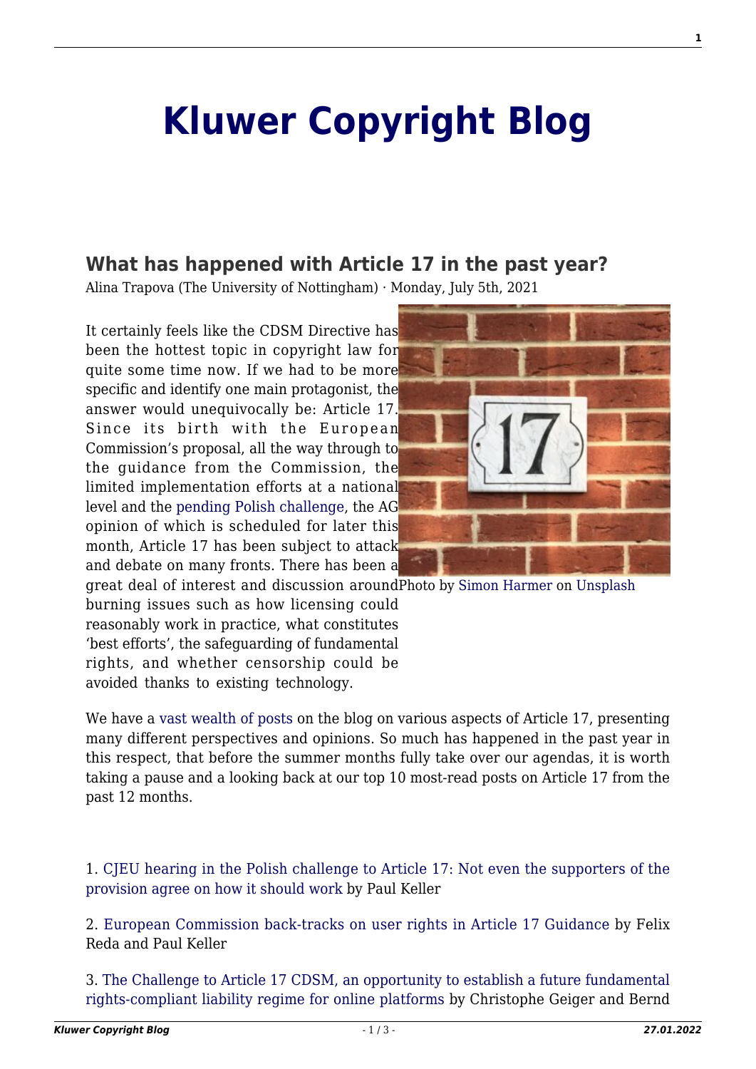# Kluwer Copyright Blog

## What has happened with Article 17 in the past year?

Alina Trapova (The University of Nottingham) · Monday, July 5th, 2021

It certainly feels like the CDSM Directive has been the hottest topic in copyright law for quite some time now. If we had to be more specific and identify one main protagonist, the answer would unequivocally be: Article 17. Since its birth with the European Commission's proposal, all the way through to the guidance from the Commission, the limited implementation efforts at a national level and the pending Polish challenge, the AG opinion of which is scheduled for later this month, Article 17 has been subject to attack and debate on many fronts. There has been a great deal of interest and discussion around burning issues such as how licensing could reasonably work in practice, what constitutes 'best efforts', the safeguarding of fundamental rights, and whether censorship could be avoided thanks to existing technology.

Photo by Simon Harmer on Unsplash

We have a vast wealth of posts on the blog on various aspects of Article 17, presenting many different perspectives and opinions. So much has happened in the past year in this respect, that before the summer months fully take over our agendas, it is worth taking a pause and a looking back at our top 10 most-read posts on Article 17 from the past 12 months.

1. CJEU hearing in the Polish challenge to Article 17: Not even the supporters of the provision agree on how it should work by Paul Keller

2. European Commission back-tracks on user rights in Article 17 Guidance by Felix Reda and Paul Keller

3. The Challenge to Article 17 CDSM, an opportunity to establish a future fundamental rights-compliant liability regime for online platforms by Christophe Geiger and Bernd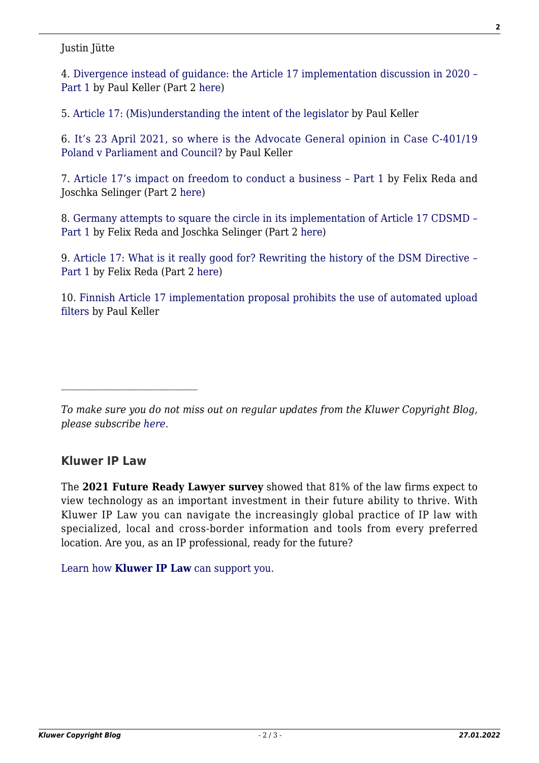Justin Jütte

4. Divergence instead of guidance: the Article 17 implementation discussion in 2020 – Part 1 by Paul Keller (Part 2 here)

5. Article 17: (Mis)understanding the intent of the legislator by Paul Keller

6. It's 23 April 2021, so where is the Advocate General opinion in Case C-401/19 Poland v Parliament and Council? by Paul Keller

7. Article 17's impact on freedom to conduct a business – Part 1 by Felix Reda and Joschka Selinger (Part 2 here)

8. Germany attempts to square the circle in its implementation of Article 17 CDSMD – Part 1 by Felix Reda and Joschka Selinger (Part 2 here)

9. Article 17: What is it really good for? Rewriting the history of the DSM Directive – Part 1 by Felix Reda (Part 2 here)

10. Finnish Article 17 implementation proposal prohibits the use of automated upload filters by Paul Keller

---

*To make sure you do not miss out on regular updates from the Kluwer Copyright Blog, please subscribe here.*

### Kluwer IP Law

The **2021 Future Ready Lawyer survey** showed that 81% of the law firms expect to view technology as an important investment in their future ability to thrive. With Kluwer IP Law you can navigate the increasingly global practice of IP law with specialized, local and cross-border information and tools from every preferred location. Are you, as an IP professional, ready for the future?

Learn how **Kluwer IP Law** can support you.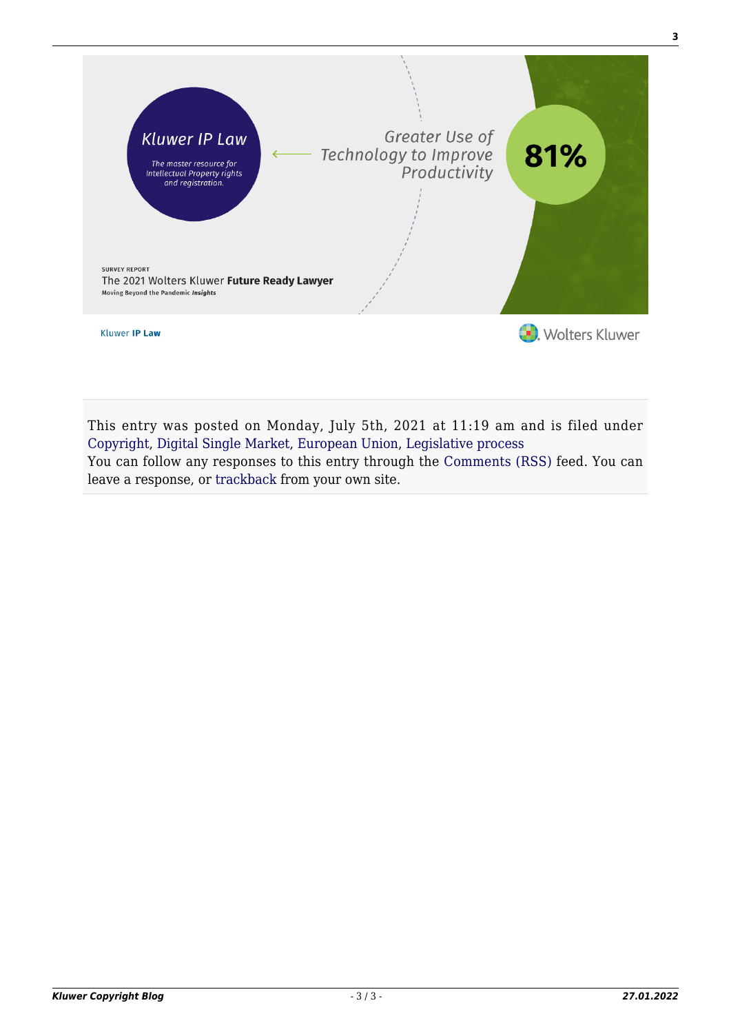Kluwer IP Law

The master resource for Intellectual Property rights and registration.

Greater Use of Technology to Improve Productivity

81%

SURVEY REPORT

The 2021 Wolters Kluwer **Future Ready Lawyer**

Moving Beyond the Pandemic *Insights*

Kluwer **IP Law**

Wolters Kluwer

This entry was posted on Monday, July 5th, 2021 at 11:19 am and is filed under Copyright, Digital Single Market, European Union, Legislative process
You can follow any responses to this entry through the Comments (RSS) feed. You can leave a response, or trackback from your own site.